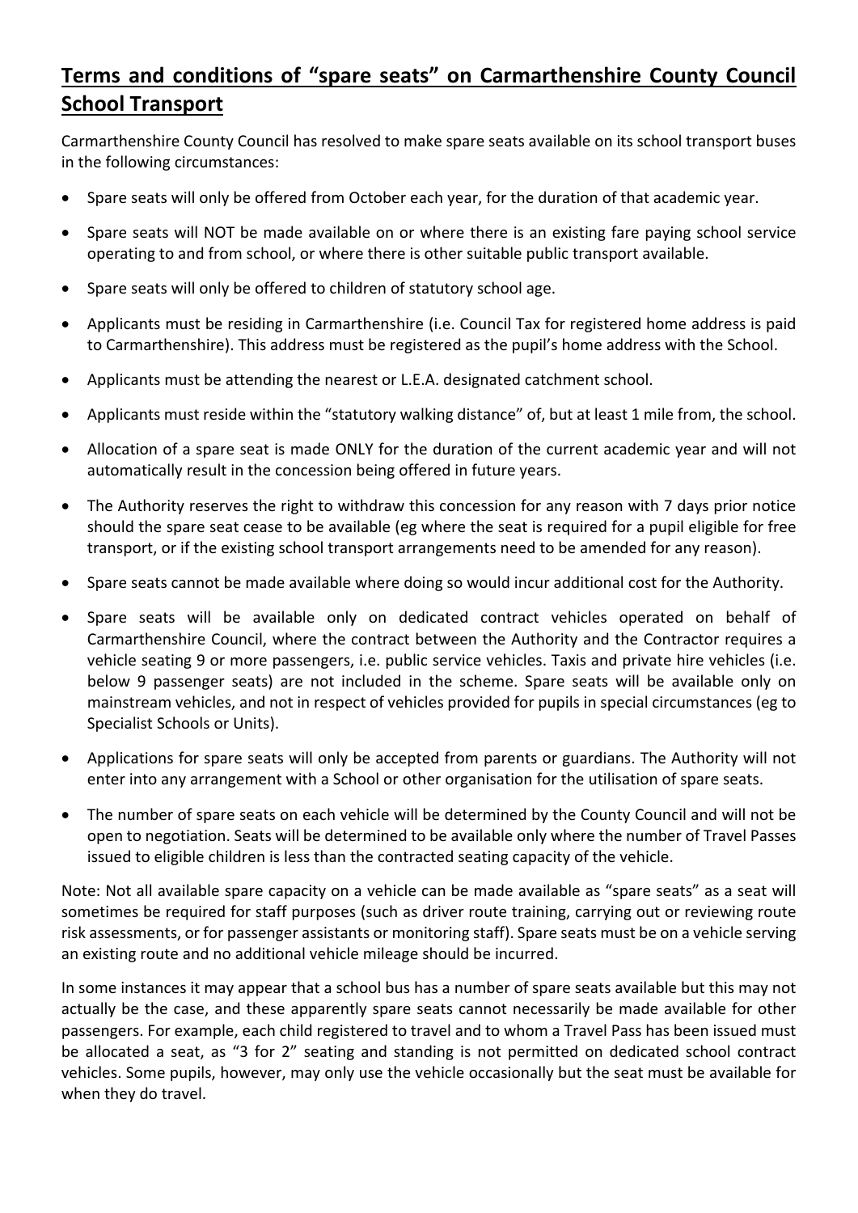# **Terms and conditions of "spare seats" on Carmarthenshire County Council School Transport**

Carmarthenshire County Council has resolved to make spare seats available on its school transport buses in the following circumstances:

- Spare seats will only be offered from October each year, for the duration of that academic year.
- Spare seats will NOT be made available on or where there is an existing fare paying school service operating to and from school, or where there is other suitable public transport available.
- Spare seats will only be offered to children of statutory school age.
- Applicants must be residing in Carmarthenshire (i.e. Council Tax for registered home address is paid to Carmarthenshire). This address must be registered as the pupil's home address with the School.
- Applicants must be attending the nearest or L.E.A. designated catchment school.
- Applicants must reside within the "statutory walking distance" of, but at least 1 mile from, the school.
- Allocation of a spare seat is made ONLY for the duration of the current academic year and will not automatically result in the concession being offered in future years.
- The Authority reserves the right to withdraw this concession for any reason with 7 days prior notice should the spare seat cease to be available (eg where the seat is required for a pupil eligible for free transport, or if the existing school transport arrangements need to be amended for any reason).
- Spare seats cannot be made available where doing so would incur additional cost for the Authority.
- Spare seats will be available only on dedicated contract vehicles operated on behalf of Carmarthenshire Council, where the contract between the Authority and the Contractor requires a vehicle seating 9 or more passengers, i.e. public service vehicles. Taxis and private hire vehicles (i.e. below 9 passenger seats) are not included in the scheme. Spare seats will be available only on mainstream vehicles, and not in respect of vehicles provided for pupils in special circumstances (eg to Specialist Schools or Units).
- Applications for spare seats will only be accepted from parents or guardians. The Authority will not enter into any arrangement with a School or other organisation for the utilisation of spare seats.
- The number of spare seats on each vehicle will be determined by the County Council and will not be open to negotiation. Seats will be determined to be available only where the number of Travel Passes issued to eligible children is less than the contracted seating capacity of the vehicle.

Note: Not all available spare capacity on a vehicle can be made available as "spare seats" as a seat will sometimes be required for staff purposes (such as driver route training, carrying out or reviewing route risk assessments, or for passenger assistants or monitoring staff). Spare seats must be on a vehicle serving an existing route and no additional vehicle mileage should be incurred.

In some instances it may appear that a school bus has a number of spare seats available but this may not actually be the case, and these apparently spare seats cannot necessarily be made available for other passengers. For example, each child registered to travel and to whom a Travel Pass has been issued must be allocated a seat, as "3 for 2" seating and standing is not permitted on dedicated school contract vehicles. Some pupils, however, may only use the vehicle occasionally but the seat must be available for when they do travel.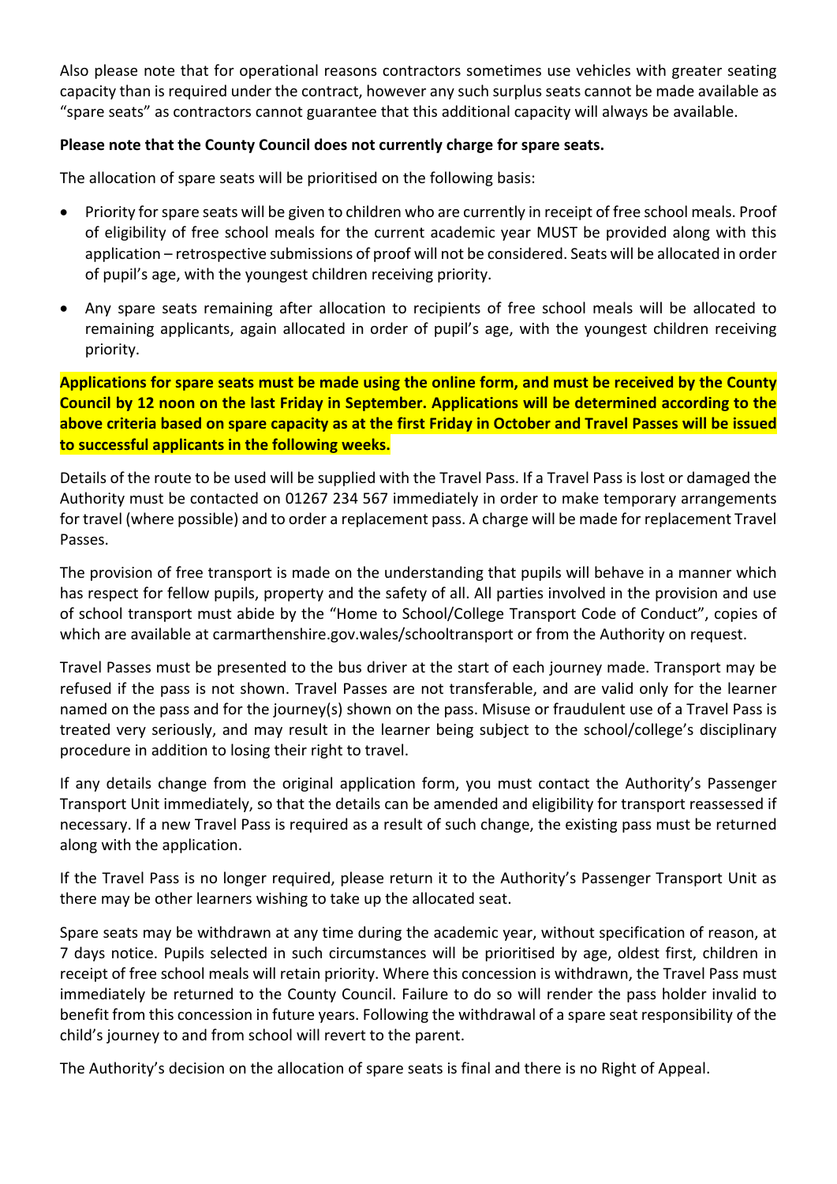Also please note that for operational reasons contractors sometimes use vehicles with greater seating capacity than is required under the contract, however any such surplus seats cannot be made available as "spare seats" as contractors cannot guarantee that this additional capacity will always be available.

**Please note that the County Council does not currently charge for spare seats.**

The allocation of spare seats will be prioritised on the following basis:

- Priority for spare seats will be given to children who are currently in receipt of free school meals. Proof of eligibility of free school meals for the current academic year MUST be provided along with this application – retrospective submissions of proof will not be considered. Seats will be allocated in order of pupil's age, with the youngest children receiving priority.
- Any spare seats remaining after allocation to recipients of free school meals will be allocated to remaining applicants, again allocated in order of pupil's age, with the youngest children receiving priority.

**Applications for spare seats must be made using the online form, and must be received by the County Council by 12 noon on the last Friday in September. Applications will be determined according to the above criteria based on spare capacity as at the first Friday in October and Travel Passes will be issued to successful applicants in the following weeks.**

Details of the route to be used will be supplied with the Travel Pass. If a Travel Pass is lost or damaged the Authority must be contacted on 01267 234 567 immediately in order to make temporary arrangements for travel (where possible) and to order a replacement pass. A charge will be made for replacement Travel Passes.

The provision of free transport is made on the understanding that pupils will behave in a manner which has respect for fellow pupils, property and the safety of all. All parties involved in the provision and use of school transport must abide by the "Home to School/College Transport Code of Conduct", copies of which are available at carmarthenshire.gov.wales/schooltransport or from the Authority on request.

Travel Passes must be presented to the bus driver at the start of each journey made. Transport may be refused if the pass is not shown. Travel Passes are not transferable, and are valid only for the learner named on the pass and for the journey(s) shown on the pass. Misuse or fraudulent use of a Travel Pass is treated very seriously, and may result in the learner being subject to the school/college's disciplinary procedure in addition to losing their right to travel.

If any details change from the original application form, you must contact the Authority's Passenger Transport Unit immediately, so that the details can be amended and eligibility for transport reassessed if necessary. If a new Travel Pass is required as a result of such change, the existing pass must be returned along with the application.

If the Travel Pass is no longer required, please return it to the Authority's Passenger Transport Unit as there may be other learners wishing to take up the allocated seat.

Spare seats may be withdrawn at any time during the academic year, without specification of reason, at 7 days notice. Pupils selected in such circumstances will be prioritised by age, oldest first, children in receipt of free school meals will retain priority. Where this concession is withdrawn, the Travel Pass must immediately be returned to the County Council. Failure to do so will render the pass holder invalid to benefit from this concession in future years. Following the withdrawal of a spare seat responsibility of the child's journey to and from school will revert to the parent.

The Authority's decision on the allocation of spare seats is final and there is no Right of Appeal.